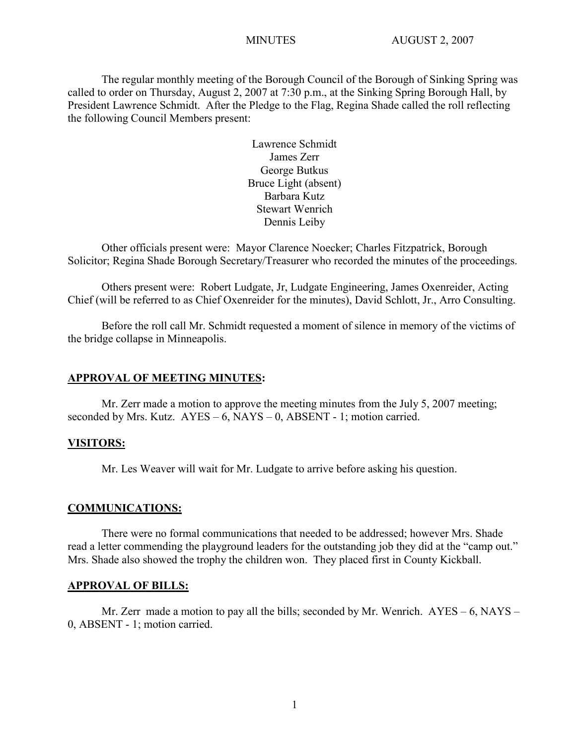MINUTES AUGUST 2, 2007

The regular monthly meeting of the Borough Council of the Borough of Sinking Spring was called to order on Thursday, August 2, 2007 at 7:30 p.m., at the Sinking Spring Borough Hall, by President Lawrence Schmidt. After the Pledge to the Flag, Regina Shade called the roll reflecting the following Council Members present:

Lawrence Schmidt
James Zerr
George Butkus
Bruce Light (absent)
Barbara Kutz
Stewart Wenrich
Dennis Leiby

Other officials present were: Mayor Clarence Noecker; Charles Fitzpatrick, Borough Solicitor; Regina Shade Borough Secretary/Treasurer who recorded the minutes of the proceedings.

Others present were: Robert Ludgate, Jr, Ludgate Engineering, James Oxenreider, Acting Chief (will be referred to as Chief Oxenreider for the minutes), David Schlott, Jr., Arro Consulting.

Before the roll call Mr. Schmidt requested a moment of silence in memory of the victims of the bridge collapse in Minneapolis.

**APPROVAL OF MEETING MINUTES:**

Mr. Zerr made a motion to approve the meeting minutes from the July 5, 2007 meeting; seconded by Mrs. Kutz. AYES – 6, NAYS – 0, ABSENT - 1; motion carried.

**VISITORS:**

Mr. Les Weaver will wait for Mr. Ludgate to arrive before asking his question.

**COMMUNICATIONS:**

There were no formal communications that needed to be addressed; however Mrs. Shade read a letter commending the playground leaders for the outstanding job they did at the "camp out." Mrs. Shade also showed the trophy the children won. They placed first in County Kickball.

**APPROVAL OF BILLS:**

Mr. Zerr made a motion to pay all the bills; seconded by Mr. Wenrich. AYES – 6, NAYS – 0, ABSENT - 1; motion carried.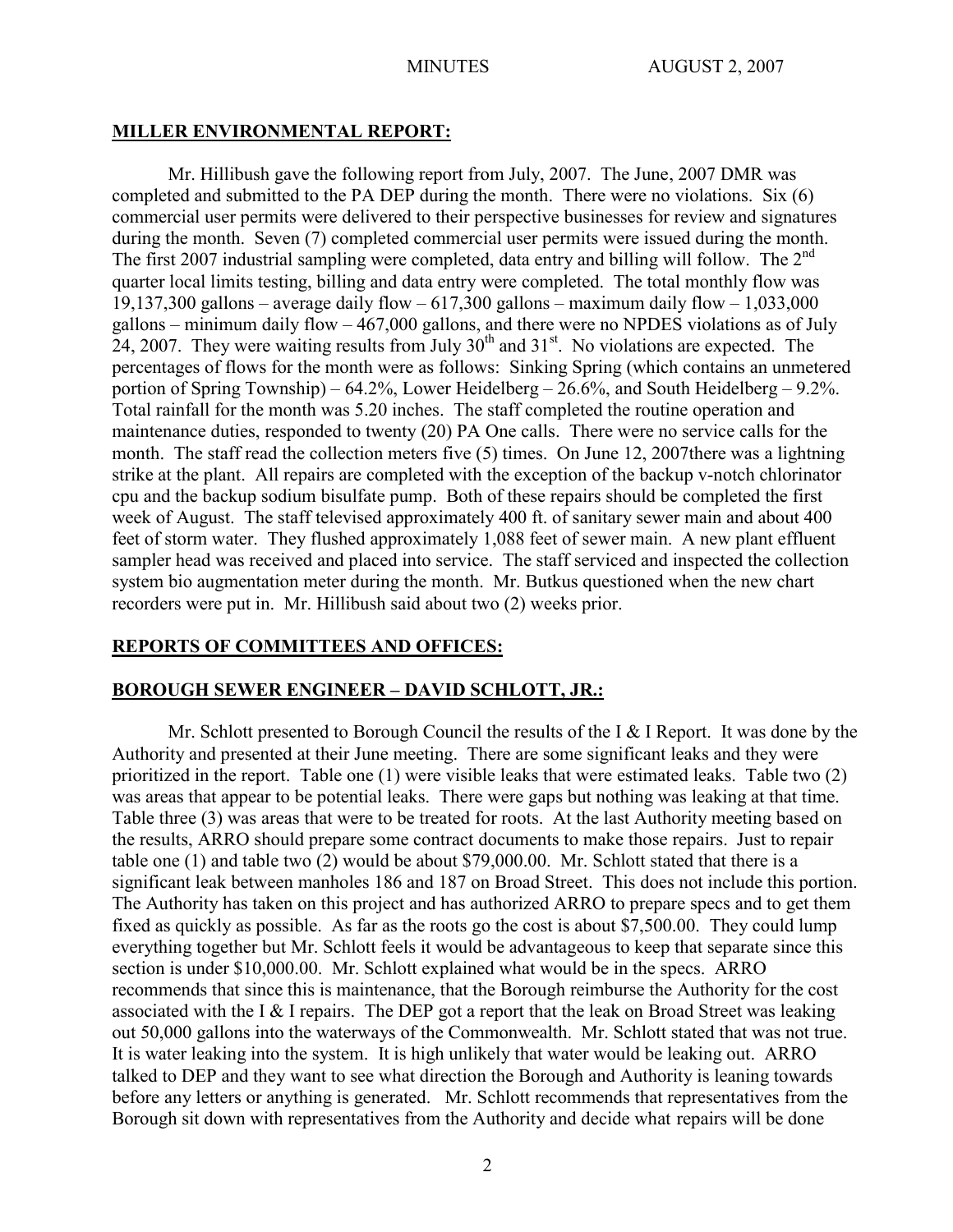## MILLER ENVIRONMENTAL REPORT:

Mr. Hillibush gave the following report from July, 2007. The June, 2007 DMR was completed and submitted to the PA DEP during the month. There were no violations. Six (6) commercial user permits were delivered to their perspective businesses for review and signatures during the month. Seven (7) completed commercial user permits were issued during the month. The first 2007 industrial sampling were completed, data entry and billing will follow. The 2nd quarter local limits testing, billing and data entry were completed. The total monthly flow was 19,137,300 gallons – average daily flow – 617,300 gallons – maximum daily flow – 1,033,000 gallons – minimum daily flow – 467,000 gallons, and there were no NPDES violations as of July 24, 2007. They were waiting results from July 30th and 31st. No violations are expected. The percentages of flows for the month were as follows: Sinking Spring (which contains an unmetered portion of Spring Township) – 64.2%, Lower Heidelberg – 26.6%, and South Heidelberg – 9.2%. Total rainfall for the month was 5.20 inches. The staff completed the routine operation and maintenance duties, responded to twenty (20) PA One calls. There were no service calls for the month. The staff read the collection meters five (5) times. On June 12, 2007there was a lightning strike at the plant. All repairs are completed with the exception of the backup v-notch chlorinator cpu and the backup sodium bisulfate pump. Both of these repairs should be completed the first week of August. The staff televised approximately 400 ft. of sanitary sewer main and about 400 feet of storm water. They flushed approximately 1,088 feet of sewer main. A new plant effluent sampler head was received and placed into service. The staff serviced and inspected the collection system bio augmentation meter during the month. Mr. Butkus questioned when the new chart recorders were put in. Mr. Hillibush said about two (2) weeks prior.

## REPORTS OF COMMITTEES AND OFFICES:

## BOROUGH SEWER ENGINEER – DAVID SCHLOTT, JR.:

Mr. Schlott presented to Borough Council the results of the I & I Report. It was done by the Authority and presented at their June meeting. There are some significant leaks and they were prioritized in the report. Table one (1) were visible leaks that were estimated leaks. Table two (2) was areas that appear to be potential leaks. There were gaps but nothing was leaking at that time. Table three (3) was areas that were to be treated for roots. At the last Authority meeting based on the results, ARRO should prepare some contract documents to make those repairs. Just to repair table one (1) and table two (2) would be about $79,000.00. Mr. Schlott stated that there is a significant leak between manholes 186 and 187 on Broad Street. This does not include this portion. The Authority has taken on this project and has authorized ARRO to prepare specs and to get them fixed as quickly as possible. As far as the roots go the cost is about $7,500.00. They could lump everything together but Mr. Schlott feels it would be advantageous to keep that separate since this section is under $10,000.00. Mr. Schlott explained what would be in the specs. ARRO recommends that since this is maintenance, that the Borough reimburse the Authority for the cost associated with the I & I repairs. The DEP got a report that the leak on Broad Street was leaking out 50,000 gallons into the waterways of the Commonwealth. Mr. Schlott stated that was not true. It is water leaking into the system. It is high unlikely that water would be leaking out. ARRO talked to DEP and they want to see what direction the Borough and Authority is leaning towards before any letters or anything is generated. Mr. Schlott recommends that representatives from the Borough sit down with representatives from the Authority and decide what repairs will be done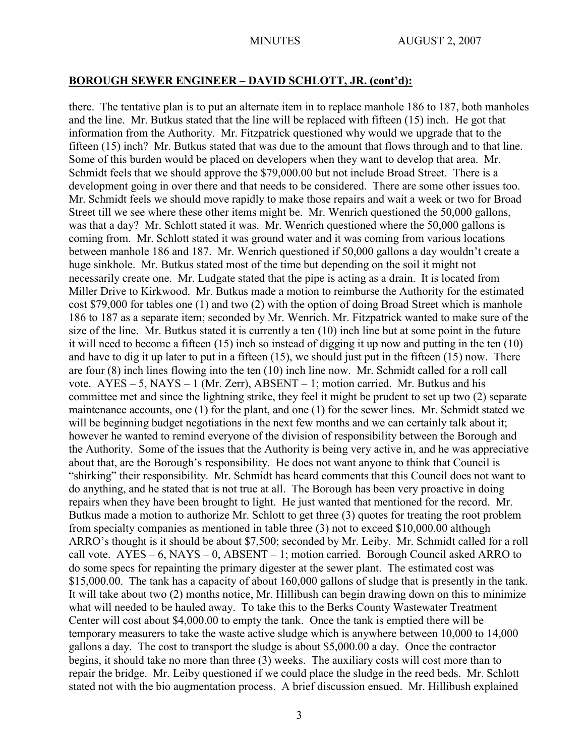## BOROUGH SEWER ENGINEER – DAVID SCHLOTT, JR. (cont'd):

there. The tentative plan is to put an alternate item in to replace manhole 186 to 187, both manholes and the line. Mr. Butkus stated that the line will be replaced with fifteen (15) inch. He got that information from the Authority. Mr. Fitzpatrick questioned why would we upgrade that to the fifteen (15) inch? Mr. Butkus stated that was due to the amount that flows through and to that line. Some of this burden would be placed on developers when they want to develop that area. Mr. Schmidt feels that we should approve the $79,000.00 but not include Broad Street. There is a development going in over there and that needs to be considered. There are some other issues too. Mr. Schmidt feels we should move rapidly to make those repairs and wait a week or two for Broad Street till we see where these other items might be. Mr. Wenrich questioned the 50,000 gallons, was that a day? Mr. Schlott stated it was. Mr. Wenrich questioned where the 50,000 gallons is coming from. Mr. Schlott stated it was ground water and it was coming from various locations between manhole 186 and 187. Mr. Wenrich questioned if 50,000 gallons a day wouldn't create a huge sinkhole. Mr. Butkus stated most of the time but depending on the soil it might not necessarily create one. Mr. Ludgate stated that the pipe is acting as a drain. It is located from Miller Drive to Kirkwood. Mr. Butkus made a motion to reimburse the Authority for the estimated cost $79,000 for tables one (1) and two (2) with the option of doing Broad Street which is manhole 186 to 187 as a separate item; seconded by Mr. Wenrich. Mr. Fitzpatrick wanted to make sure of the size of the line. Mr. Butkus stated it is currently a ten (10) inch line but at some point in the future it will need to become a fifteen (15) inch so instead of digging it up now and putting in the ten (10) and have to dig it up later to put in a fifteen (15), we should just put in the fifteen (15) now. There are four (8) inch lines flowing into the ten (10) inch line now. Mr. Schmidt called for a roll call vote. AYES – 5, NAYS – 1 (Mr. Zerr), ABSENT – 1; motion carried. Mr. Butkus and his committee met and since the lightning strike, they feel it might be prudent to set up two (2) separate maintenance accounts, one (1) for the plant, and one (1) for the sewer lines. Mr. Schmidt stated we will be beginning budget negotiations in the next few months and we can certainly talk about it; however he wanted to remind everyone of the division of responsibility between the Borough and the Authority. Some of the issues that the Authority is being very active in, and he was appreciative about that, are the Borough's responsibility. He does not want anyone to think that Council is "shirking" their responsibility. Mr. Schmidt has heard comments that this Council does not want to do anything, and he stated that is not true at all. The Borough has been very proactive in doing repairs when they have been brought to light. He just wanted that mentioned for the record. Mr. Butkus made a motion to authorize Mr. Schlott to get three (3) quotes for treating the root problem from specialty companies as mentioned in table three (3) not to exceed $10,000.00 although ARRO's thought is it should be about $7,500; seconded by Mr. Leiby. Mr. Schmidt called for a roll call vote. AYES – 6, NAYS – 0, ABSENT – 1; motion carried. Borough Council asked ARRO to do some specs for repainting the primary digester at the sewer plant. The estimated cost was $15,000.00. The tank has a capacity of about 160,000 gallons of sludge that is presently in the tank. It will take about two (2) months notice, Mr. Hillibush can begin drawing down on this to minimize what will needed to be hauled away. To take this to the Berks County Wastewater Treatment Center will cost about $4,000.00 to empty the tank. Once the tank is emptied there will be temporary measurers to take the waste active sludge which is anywhere between 10,000 to 14,000 gallons a day. The cost to transport the sludge is about $5,000.00 a day. Once the contractor begins, it should take no more than three (3) weeks. The auxiliary costs will cost more than to repair the bridge. Mr. Leiby questioned if we could place the sludge in the reed beds. Mr. Schlott stated not with the bio augmentation process. A brief discussion ensued. Mr. Hillibush explained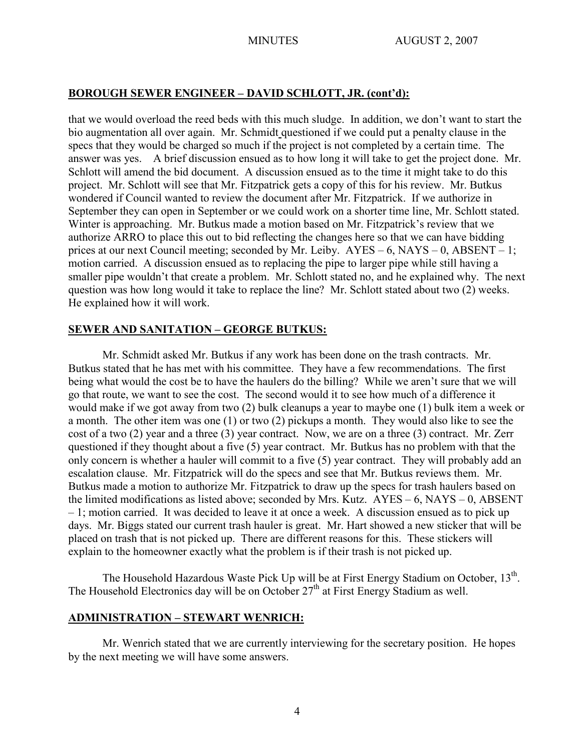## BOROUGH SEWER ENGINEER – DAVID SCHLOTT, JR. (cont'd):

that we would overload the reed beds with this much sludge. In addition, we don't want to start the bio augmentation all over again. Mr. Schmidt questioned if we could put a penalty clause in the specs that they would be charged so much if the project is not completed by a certain time. The answer was yes. A brief discussion ensued as to how long it will take to get the project done. Mr. Schlott will amend the bid document. A discussion ensued as to the time it might take to do this project. Mr. Schlott will see that Mr. Fitzpatrick gets a copy of this for his review. Mr. Butkus wondered if Council wanted to review the document after Mr. Fitzpatrick. If we authorize in September they can open in September or we could work on a shorter time line, Mr. Schlott stated. Winter is approaching. Mr. Butkus made a motion based on Mr. Fitzpatrick's review that we authorize ARRO to place this out to bid reflecting the changes here so that we can have bidding prices at our next Council meeting; seconded by Mr. Leiby. AYES – 6, NAYS – 0, ABSENT – 1; motion carried. A discussion ensued as to replacing the pipe to larger pipe while still having a smaller pipe wouldn't that create a problem. Mr. Schlott stated no, and he explained why. The next question was how long would it take to replace the line? Mr. Schlott stated about two (2) weeks. He explained how it will work.

## SEWER AND SANITATION – GEORGE BUTKUS:

Mr. Schmidt asked Mr. Butkus if any work has been done on the trash contracts. Mr. Butkus stated that he has met with his committee. They have a few recommendations. The first being what would the cost be to have the haulers do the billing? While we aren't sure that we will go that route, we want to see the cost. The second would it to see how much of a difference it would make if we got away from two (2) bulk cleanups a year to maybe one (1) bulk item a week or a month. The other item was one (1) or two (2) pickups a month. They would also like to see the cost of a two (2) year and a three (3) year contract. Now, we are on a three (3) contract. Mr. Zerr questioned if they thought about a five (5) year contract. Mr. Butkus has no problem with that the only concern is whether a hauler will commit to a five (5) year contract. They will probably add an escalation clause. Mr. Fitzpatrick will do the specs and see that Mr. Butkus reviews them. Mr. Butkus made a motion to authorize Mr. Fitzpatrick to draw up the specs for trash haulers based on the limited modifications as listed above; seconded by Mrs. Kutz. AYES – 6, NAYS – 0, ABSENT – 1; motion carried. It was decided to leave it at once a week. A discussion ensued as to pick up days. Mr. Biggs stated our current trash hauler is great. Mr. Hart showed a new sticker that will be placed on trash that is not picked up. There are different reasons for this. These stickers will explain to the homeowner exactly what the problem is if their trash is not picked up.

The Household Hazardous Waste Pick Up will be at First Energy Stadium on October, 13th. The Household Electronics day will be on October 27th at First Energy Stadium as well.

## ADMINISTRATION – STEWART WENRICH:

Mr. Wenrich stated that we are currently interviewing for the secretary position. He hopes by the next meeting we will have some answers.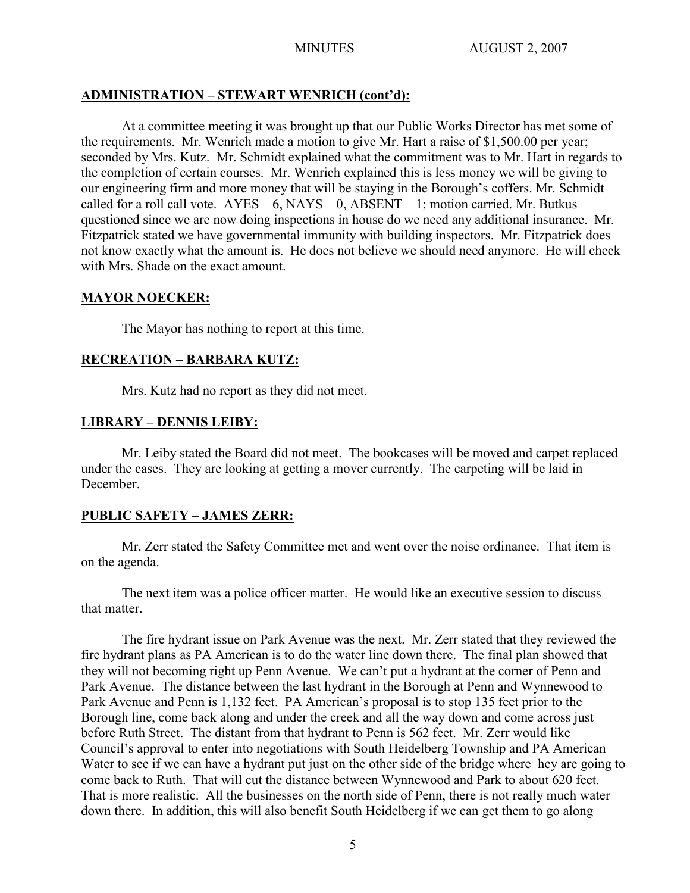## ADMINISTRATION – STEWART WENRICH (cont'd):

At a committee meeting it was brought up that our Public Works Director has met some of the requirements. Mr. Wenrich made a motion to give Mr. Hart a raise of $1,500.00 per year; seconded by Mrs. Kutz. Mr. Schmidt explained what the commitment was to Mr. Hart in regards to the completion of certain courses. Mr. Wenrich explained this is less money we will be giving to our engineering firm and more money that will be staying in the Borough's coffers. Mr. Schmidt called for a roll call vote. AYES – 6, NAYS – 0, ABSENT – 1; motion carried. Mr. Butkus questioned since we are now doing inspections in house do we need any additional insurance. Mr. Fitzpatrick stated we have governmental immunity with building inspectors. Mr. Fitzpatrick does not know exactly what the amount is. He does not believe we should need anymore. He will check with Mrs. Shade on the exact amount.

## MAYOR NOECKER:

The Mayor has nothing to report at this time.

## RECREATION – BARBARA KUTZ:

Mrs. Kutz had no report as they did not meet.

## LIBRARY – DENNIS LEIBY:

Mr. Leiby stated the Board did not meet. The bookcases will be moved and carpet replaced under the cases. They are looking at getting a mover currently. The carpeting will be laid in December.

## PUBLIC SAFETY – JAMES ZERR:

Mr. Zerr stated the Safety Committee met and went over the noise ordinance. That item is on the agenda.

The next item was a police officer matter. He would like an executive session to discuss that matter.

The fire hydrant issue on Park Avenue was the next. Mr. Zerr stated that they reviewed the fire hydrant plans as PA American is to do the water line down there. The final plan showed that they will not becoming right up Penn Avenue. We can't put a hydrant at the corner of Penn and Park Avenue. The distance between the last hydrant in the Borough at Penn and Wynnewood to Park Avenue and Penn is 1,132 feet. PA American's proposal is to stop 135 feet prior to the Borough line, come back along and under the creek and all the way down and come across just before Ruth Street. The distant from that hydrant to Penn is 562 feet. Mr. Zerr would like Council's approval to enter into negotiations with South Heidelberg Township and PA American Water to see if we can have a hydrant put just on the other side of the bridge where hey are going to come back to Ruth. That will cut the distance between Wynnewood and Park to about 620 feet. That is more realistic. All the businesses on the north side of Penn, there is not really much water down there. In addition, this will also benefit South Heidelberg if we can get them to go along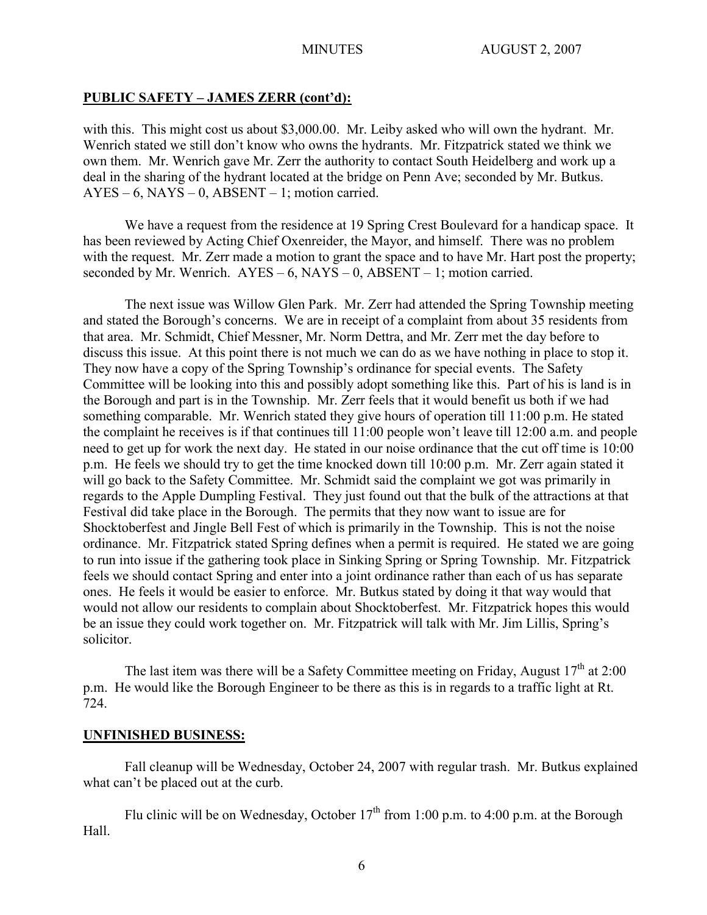## PUBLIC SAFETY – JAMES ZERR (cont'd):

with this. This might cost us about $3,000.00. Mr. Leiby asked who will own the hydrant. Mr. Wenrich stated we still don't know who owns the hydrants. Mr. Fitzpatrick stated we think we own them. Mr. Wenrich gave Mr. Zerr the authority to contact South Heidelberg and work up a deal in the sharing of the hydrant located at the bridge on Penn Ave; seconded by Mr. Butkus. AYES – 6, NAYS – 0, ABSENT – 1; motion carried.

We have a request from the residence at 19 Spring Crest Boulevard for a handicap space. It has been reviewed by Acting Chief Oxenreider, the Mayor, and himself. There was no problem with the request. Mr. Zerr made a motion to grant the space and to have Mr. Hart post the property; seconded by Mr. Wenrich. AYES – 6, NAYS – 0, ABSENT – 1; motion carried.

The next issue was Willow Glen Park. Mr. Zerr had attended the Spring Township meeting and stated the Borough's concerns. We are in receipt of a complaint from about 35 residents from that area. Mr. Schmidt, Chief Messner, Mr. Norm Dettra, and Mr. Zerr met the day before to discuss this issue. At this point there is not much we can do as we have nothing in place to stop it. They now have a copy of the Spring Township's ordinance for special events. The Safety Committee will be looking into this and possibly adopt something like this. Part of his is land is in the Borough and part is in the Township. Mr. Zerr feels that it would benefit us both if we had something comparable. Mr. Wenrich stated they give hours of operation till 11:00 p.m. He stated the complaint he receives is if that continues till 11:00 people won't leave till 12:00 a.m. and people need to get up for work the next day. He stated in our noise ordinance that the cut off time is 10:00 p.m. He feels we should try to get the time knocked down till 10:00 p.m. Mr. Zerr again stated it will go back to the Safety Committee. Mr. Schmidt said the complaint we got was primarily in regards to the Apple Dumpling Festival. They just found out that the bulk of the attractions at that Festival did take place in the Borough. The permits that they now want to issue are for Shocktoberfest and Jingle Bell Fest of which is primarily in the Township. This is not the noise ordinance. Mr. Fitzpatrick stated Spring defines when a permit is required. He stated we are going to run into issue if the gathering took place in Sinking Spring or Spring Township. Mr. Fitzpatrick feels we should contact Spring and enter into a joint ordinance rather than each of us has separate ones. He feels it would be easier to enforce. Mr. Butkus stated by doing it that way would that would not allow our residents to complain about Shocktoberfest. Mr. Fitzpatrick hopes this would be an issue they could work together on. Mr. Fitzpatrick will talk with Mr. Jim Lillis, Spring's solicitor.

The last item was there will be a Safety Committee meeting on Friday, August 17th at 2:00 p.m. He would like the Borough Engineer to be there as this is in regards to a traffic light at Rt. 724.

## UNFINISHED BUSINESS:

Fall cleanup will be Wednesday, October 24, 2007 with regular trash. Mr. Butkus explained what can't be placed out at the curb.

Flu clinic will be on Wednesday, October 17th from 1:00 p.m. to 4:00 p.m. at the Borough Hall.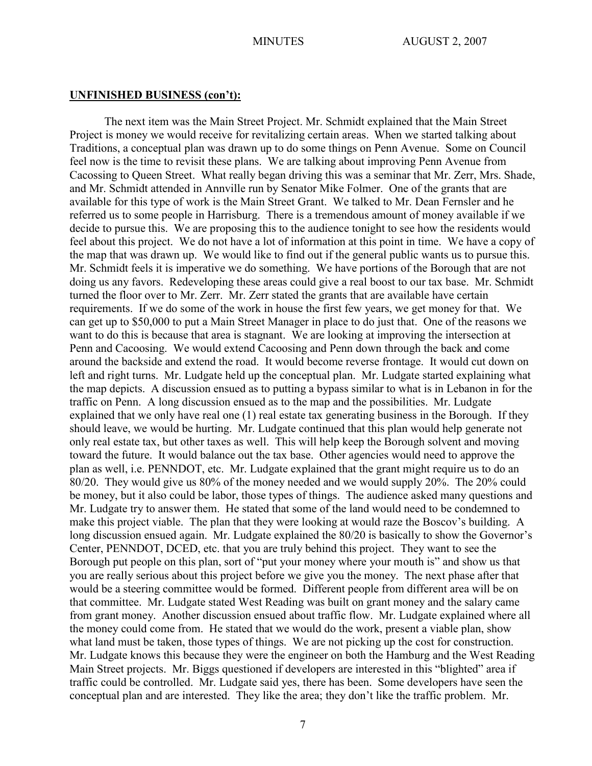**UNFINISHED BUSINESS (con't):**

The next item was the Main Street Project. Mr. Schmidt explained that the Main Street Project is money we would receive for revitalizing certain areas. When we started talking about Traditions, a conceptual plan was drawn up to do some things on Penn Avenue. Some on Council feel now is the time to revisit these plans. We are talking about improving Penn Avenue from Cacossing to Queen Street. What really began driving this was a seminar that Mr. Zerr, Mrs. Shade, and Mr. Schmidt attended in Annville run by Senator Mike Folmer. One of the grants that are available for this type of work is the Main Street Grant. We talked to Mr. Dean Fernsler and he referred us to some people in Harrisburg. There is a tremendous amount of money available if we decide to pursue this. We are proposing this to the audience tonight to see how the residents would feel about this project. We do not have a lot of information at this point in time. We have a copy of the map that was drawn up. We would like to find out if the general public wants us to pursue this. Mr. Schmidt feels it is imperative we do something. We have portions of the Borough that are not doing us any favors. Redeveloping these areas could give a real boost to our tax base. Mr. Schmidt turned the floor over to Mr. Zerr. Mr. Zerr stated the grants that are available have certain requirements. If we do some of the work in house the first few years, we get money for that. We can get up to $50,000 to put a Main Street Manager in place to do just that. One of the reasons we want to do this is because that area is stagnant. We are looking at improving the intersection at Penn and Cacoosing. We would extend Cacoosing and Penn down through the back and come around the backside and extend the road. It would become reverse frontage. It would cut down on left and right turns. Mr. Ludgate held up the conceptual plan. Mr. Ludgate started explaining what the map depicts. A discussion ensued as to putting a bypass similar to what is in Lebanon in for the traffic on Penn. A long discussion ensued as to the map and the possibilities. Mr. Ludgate explained that we only have real one (1) real estate tax generating business in the Borough. If they should leave, we would be hurting. Mr. Ludgate continued that this plan would help generate not only real estate tax, but other taxes as well. This will help keep the Borough solvent and moving toward the future. It would balance out the tax base. Other agencies would need to approve the plan as well, i.e. PENNDOT, etc. Mr. Ludgate explained that the grant might require us to do an 80/20. They would give us 80% of the money needed and we would supply 20%. The 20% could be money, but it also could be labor, those types of things. The audience asked many questions and Mr. Ludgate try to answer them. He stated that some of the land would need to be condemned to make this project viable. The plan that they were looking at would raze the Boscov's building. A long discussion ensued again. Mr. Ludgate explained the 80/20 is basically to show the Governor's Center, PENNDOT, DCED, etc. that you are truly behind this project. They want to see the Borough put people on this plan, sort of "put your money where your mouth is" and show us that you are really serious about this project before we give you the money. The next phase after that would be a steering committee would be formed. Different people from different area will be on that committee. Mr. Ludgate stated West Reading was built on grant money and the salary came from grant money. Another discussion ensued about traffic flow. Mr. Ludgate explained where all the money could come from. He stated that we would do the work, present a viable plan, show what land must be taken, those types of things. We are not picking up the cost for construction. Mr. Ludgate knows this because they were the engineer on both the Hamburg and the West Reading Main Street projects. Mr. Biggs questioned if developers are interested in this "blighted" area if traffic could be controlled. Mr. Ludgate said yes, there has been. Some developers have seen the conceptual plan and are interested. They like the area; they don't like the traffic problem. Mr.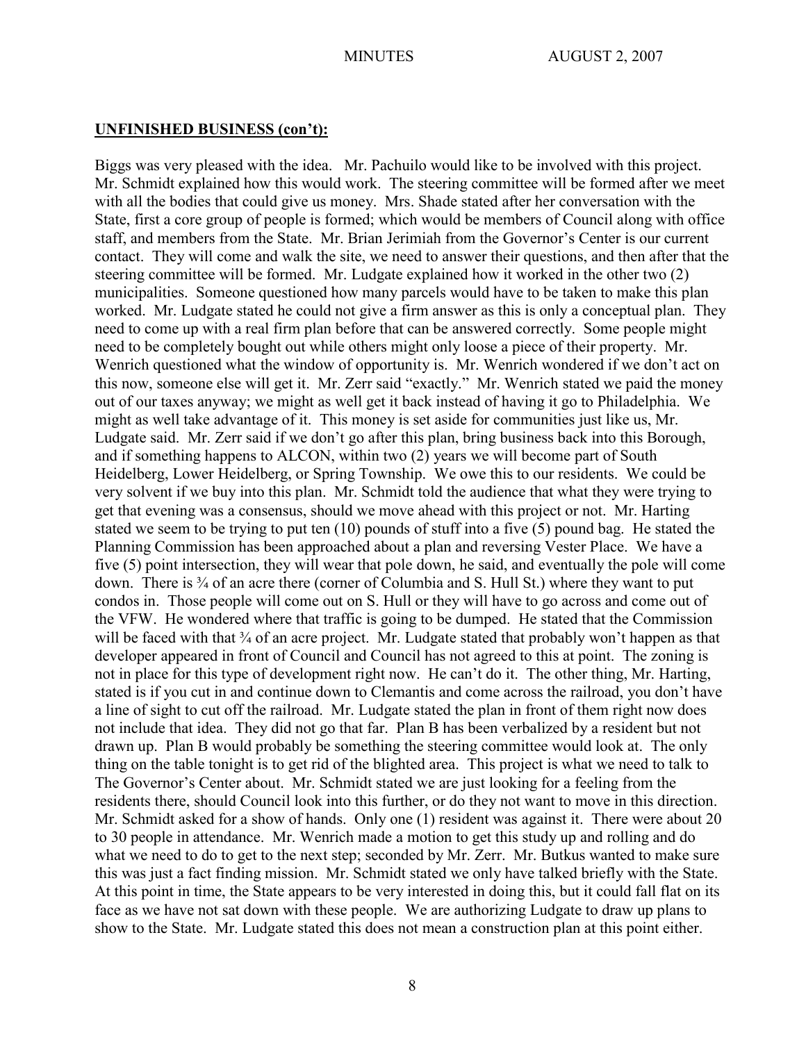**UNFINISHED BUSINESS (con't):**

Biggs was very pleased with the idea. Mr. Pachuilo would like to be involved with this project. Mr. Schmidt explained how this would work. The steering committee will be formed after we meet with all the bodies that could give us money. Mrs. Shade stated after her conversation with the State, first a core group of people is formed; which would be members of Council along with office staff, and members from the State. Mr. Brian Jerimiah from the Governor's Center is our current contact. They will come and walk the site, we need to answer their questions, and then after that the steering committee will be formed. Mr. Ludgate explained how it worked in the other two (2) municipalities. Someone questioned how many parcels would have to be taken to make this plan worked. Mr. Ludgate stated he could not give a firm answer as this is only a conceptual plan. They need to come up with a real firm plan before that can be answered correctly. Some people might need to be completely bought out while others might only loose a piece of their property. Mr. Wenrich questioned what the window of opportunity is. Mr. Wenrich wondered if we don't act on this now, someone else will get it. Mr. Zerr said "exactly." Mr. Wenrich stated we paid the money out of our taxes anyway; we might as well get it back instead of having it go to Philadelphia. We might as well take advantage of it. This money is set aside for communities just like us, Mr. Ludgate said. Mr. Zerr said if we don't go after this plan, bring business back into this Borough, and if something happens to ALCON, within two (2) years we will become part of South Heidelberg, Lower Heidelberg, or Spring Township. We owe this to our residents. We could be very solvent if we buy into this plan. Mr. Schmidt told the audience that what they were trying to get that evening was a consensus, should we move ahead with this project or not. Mr. Harting stated we seem to be trying to put ten (10) pounds of stuff into a five (5) pound bag. He stated the Planning Commission has been approached about a plan and reversing Vester Place. We have a five (5) point intersection, they will wear that pole down, he said, and eventually the pole will come down. There is ¾ of an acre there (corner of Columbia and S. Hull St.) where they want to put condos in. Those people will come out on S. Hull or they will have to go across and come out of the VFW. He wondered where that traffic is going to be dumped. He stated that the Commission will be faced with that ¾ of an acre project. Mr. Ludgate stated that probably won't happen as that developer appeared in front of Council and Council has not agreed to this at point. The zoning is not in place for this type of development right now. He can't do it. The other thing, Mr. Harting, stated is if you cut in and continue down to Clemantis and come across the railroad, you don't have a line of sight to cut off the railroad. Mr. Ludgate stated the plan in front of them right now does not include that idea. They did not go that far. Plan B has been verbalized by a resident but not drawn up. Plan B would probably be something the steering committee would look at. The only thing on the table tonight is to get rid of the blighted area. This project is what we need to talk to The Governor's Center about. Mr. Schmidt stated we are just looking for a feeling from the residents there, should Council look into this further, or do they not want to move in this direction. Mr. Schmidt asked for a show of hands. Only one (1) resident was against it. There were about 20 to 30 people in attendance. Mr. Wenrich made a motion to get this study up and rolling and do what we need to do to get to the next step; seconded by Mr. Zerr. Mr. Butkus wanted to make sure this was just a fact finding mission. Mr. Schmidt stated we only have talked briefly with the State. At this point in time, the State appears to be very interested in doing this, but it could fall flat on its face as we have not sat down with these people. We are authorizing Ludgate to draw up plans to show to the State. Mr. Ludgate stated this does not mean a construction plan at this point either.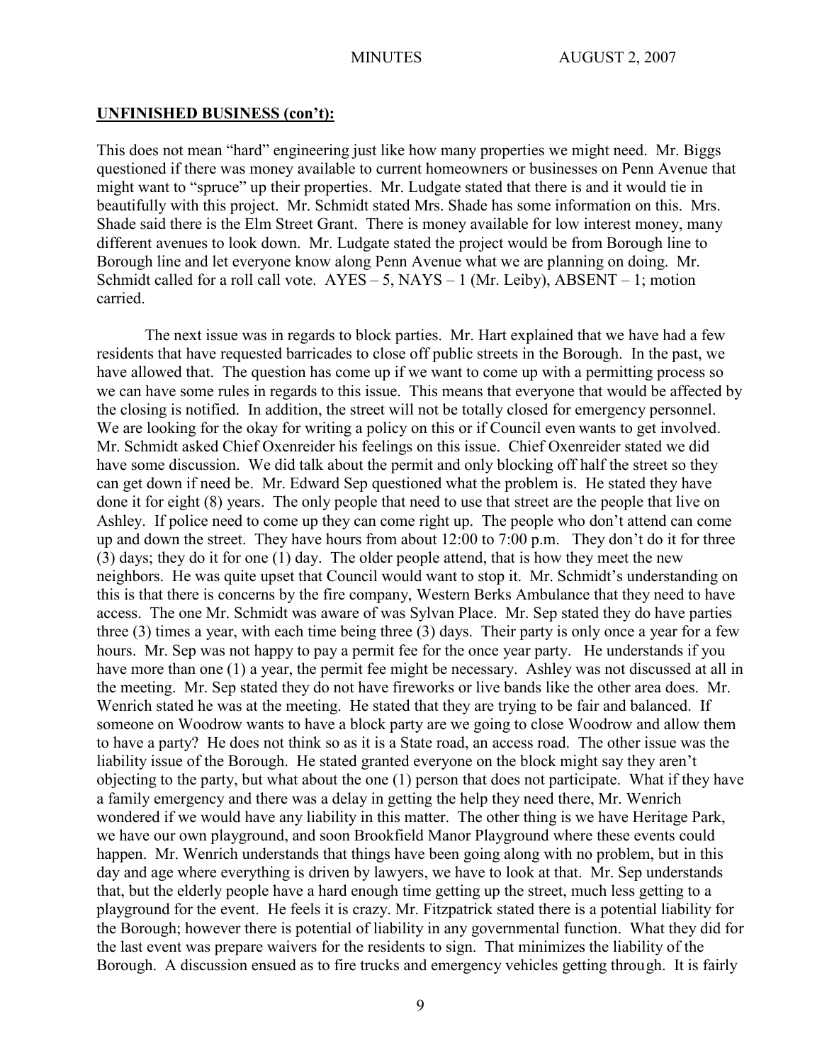**UNFINISHED BUSINESS (con't):**

This does not mean "hard" engineering just like how many properties we might need. Mr. Biggs questioned if there was money available to current homeowners or businesses on Penn Avenue that might want to "spruce" up their properties. Mr. Ludgate stated that there is and it would tie in beautifully with this project. Mr. Schmidt stated Mrs. Shade has some information on this. Mrs. Shade said there is the Elm Street Grant. There is money available for low interest money, many different avenues to look down. Mr. Ludgate stated the project would be from Borough line to Borough line and let everyone know along Penn Avenue what we are planning on doing. Mr. Schmidt called for a roll call vote. AYES – 5, NAYS – 1 (Mr. Leiby), ABSENT – 1; motion carried.

The next issue was in regards to block parties. Mr. Hart explained that we have had a few residents that have requested barricades to close off public streets in the Borough. In the past, we have allowed that. The question has come up if we want to come up with a permitting process so we can have some rules in regards to this issue. This means that everyone that would be affected by the closing is notified. In addition, the street will not be totally closed for emergency personnel. We are looking for the okay for writing a policy on this or if Council even wants to get involved. Mr. Schmidt asked Chief Oxenreider his feelings on this issue. Chief Oxenreider stated we did have some discussion. We did talk about the permit and only blocking off half the street so they can get down if need be. Mr. Edward Sep questioned what the problem is. He stated they have done it for eight (8) years. The only people that need to use that street are the people that live on Ashley. If police need to come up they can come right up. The people who don't attend can come up and down the street. They have hours from about 12:00 to 7:00 p.m. They don't do it for three (3) days; they do it for one (1) day. The older people attend, that is how they meet the new neighbors. He was quite upset that Council would want to stop it. Mr. Schmidt's understanding on this is that there is concerns by the fire company, Western Berks Ambulance that they need to have access. The one Mr. Schmidt was aware of was Sylvan Place. Mr. Sep stated they do have parties three (3) times a year, with each time being three (3) days. Their party is only once a year for a few hours. Mr. Sep was not happy to pay a permit fee for the once year party. He understands if you have more than one (1) a year, the permit fee might be necessary. Ashley was not discussed at all in the meeting. Mr. Sep stated they do not have fireworks or live bands like the other area does. Mr. Wenrich stated he was at the meeting. He stated that they are trying to be fair and balanced. If someone on Woodrow wants to have a block party are we going to close Woodrow and allow them to have a party? He does not think so as it is a State road, an access road. The other issue was the liability issue of the Borough. He stated granted everyone on the block might say they aren't objecting to the party, but what about the one (1) person that does not participate. What if they have a family emergency and there was a delay in getting the help they need there, Mr. Wenrich wondered if we would have any liability in this matter. The other thing is we have Heritage Park, we have our own playground, and soon Brookfield Manor Playground where these events could happen. Mr. Wenrich understands that things have been going along with no problem, but in this day and age where everything is driven by lawyers, we have to look at that. Mr. Sep understands that, but the elderly people have a hard enough time getting up the street, much less getting to a playground for the event. He feels it is crazy. Mr. Fitzpatrick stated there is a potential liability for the Borough; however there is potential of liability in any governmental function. What they did for the last event was prepare waivers for the residents to sign. That minimizes the liability of the Borough. A discussion ensued as to fire trucks and emergency vehicles getting through. It is fairly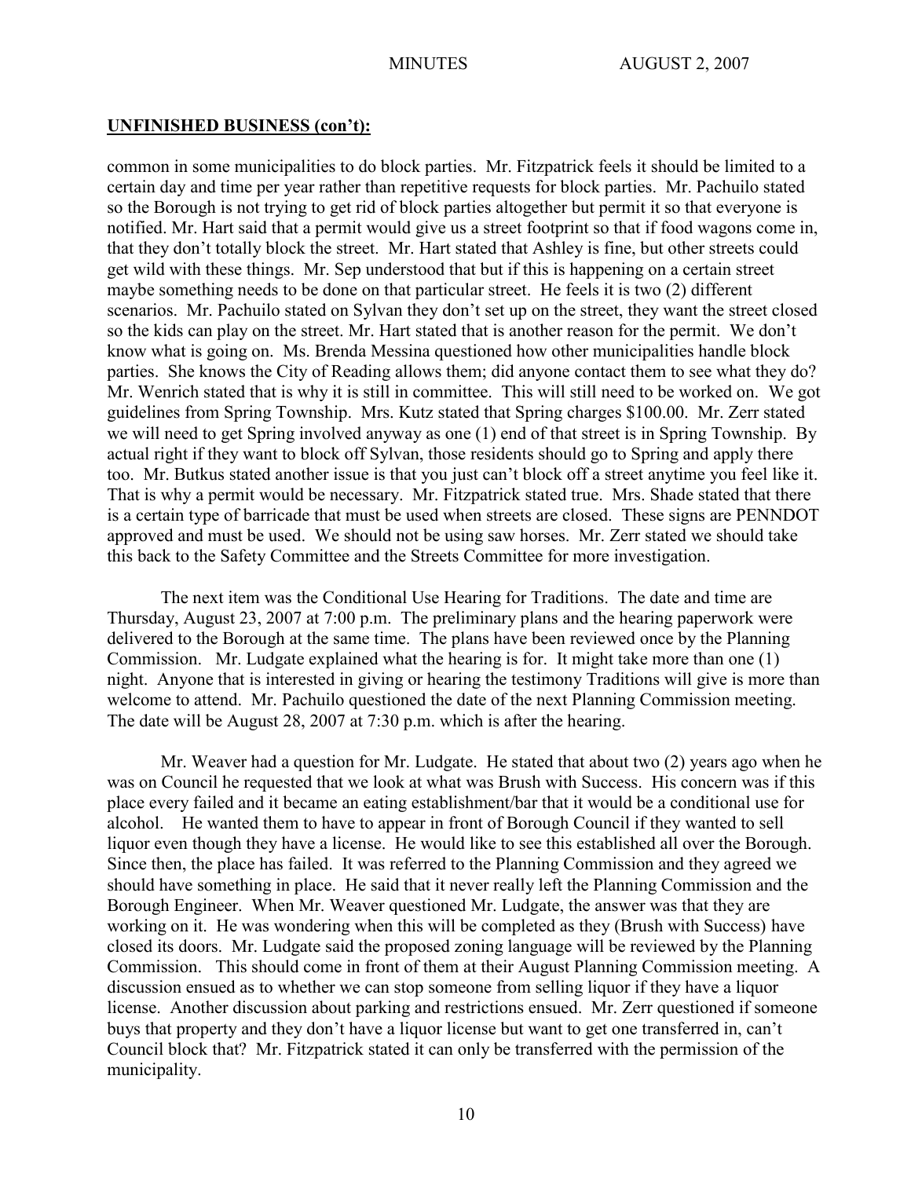**UNFINISHED BUSINESS (con't):**

common in some municipalities to do block parties. Mr. Fitzpatrick feels it should be limited to a certain day and time per year rather than repetitive requests for block parties. Mr. Pachuilo stated so the Borough is not trying to get rid of block parties altogether but permit it so that everyone is notified. Mr. Hart said that a permit would give us a street footprint so that if food wagons come in, that they don't totally block the street. Mr. Hart stated that Ashley is fine, but other streets could get wild with these things. Mr. Sep understood that but if this is happening on a certain street maybe something needs to be done on that particular street. He feels it is two (2) different scenarios. Mr. Pachuilo stated on Sylvan they don't set up on the street, they want the street closed so the kids can play on the street. Mr. Hart stated that is another reason for the permit. We don't know what is going on. Ms. Brenda Messina questioned how other municipalities handle block parties. She knows the City of Reading allows them; did anyone contact them to see what they do? Mr. Wenrich stated that is why it is still in committee. This will still need to be worked on. We got guidelines from Spring Township. Mrs. Kutz stated that Spring charges $100.00. Mr. Zerr stated we will need to get Spring involved anyway as one (1) end of that street is in Spring Township. By actual right if they want to block off Sylvan, those residents should go to Spring and apply there too. Mr. Butkus stated another issue is that you just can't block off a street anytime you feel like it. That is why a permit would be necessary. Mr. Fitzpatrick stated true. Mrs. Shade stated that there is a certain type of barricade that must be used when streets are closed. These signs are PENNDOT approved and must be used. We should not be using saw horses. Mr. Zerr stated we should take this back to the Safety Committee and the Streets Committee for more investigation.

The next item was the Conditional Use Hearing for Traditions. The date and time are Thursday, August 23, 2007 at 7:00 p.m. The preliminary plans and the hearing paperwork were delivered to the Borough at the same time. The plans have been reviewed once by the Planning Commission. Mr. Ludgate explained what the hearing is for. It might take more than one (1) night. Anyone that is interested in giving or hearing the testimony Traditions will give is more than welcome to attend. Mr. Pachuilo questioned the date of the next Planning Commission meeting. The date will be August 28, 2007 at 7:30 p.m. which is after the hearing.

Mr. Weaver had a question for Mr. Ludgate. He stated that about two (2) years ago when he was on Council he requested that we look at what was Brush with Success. His concern was if this place every failed and it became an eating establishment/bar that it would be a conditional use for alcohol. He wanted them to have to appear in front of Borough Council if they wanted to sell liquor even though they have a license. He would like to see this established all over the Borough. Since then, the place has failed. It was referred to the Planning Commission and they agreed we should have something in place. He said that it never really left the Planning Commission and the Borough Engineer. When Mr. Weaver questioned Mr. Ludgate, the answer was that they are working on it. He was wondering when this will be completed as they (Brush with Success) have closed its doors. Mr. Ludgate said the proposed zoning language will be reviewed by the Planning Commission. This should come in front of them at their August Planning Commission meeting. A discussion ensued as to whether we can stop someone from selling liquor if they have a liquor license. Another discussion about parking and restrictions ensued. Mr. Zerr questioned if someone buys that property and they don't have a liquor license but want to get one transferred in, can't Council block that? Mr. Fitzpatrick stated it can only be transferred with the permission of the municipality.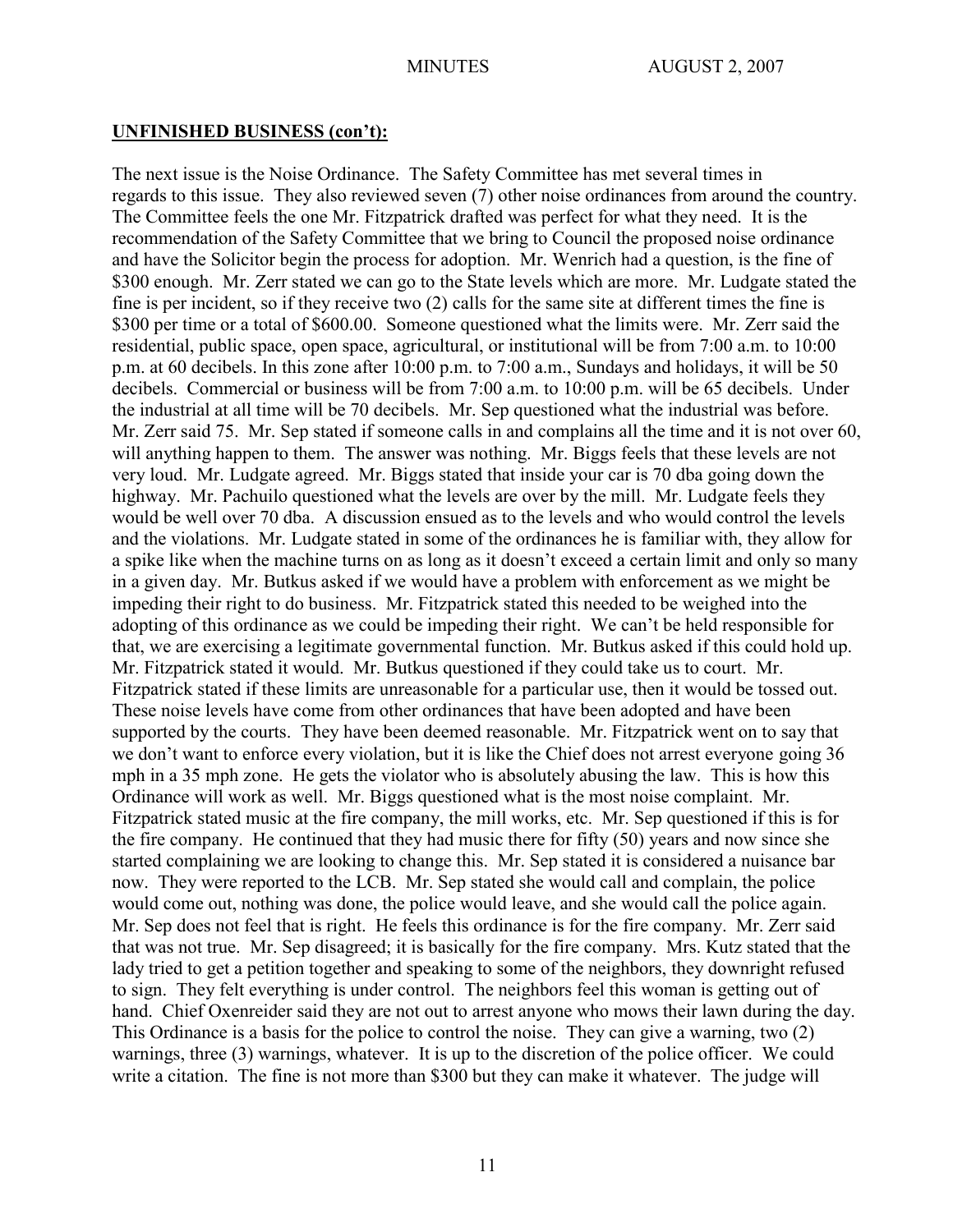## UNFINISHED BUSINESS (con't):

The next issue is the Noise Ordinance. The Safety Committee has met several times in regards to this issue. They also reviewed seven (7) other noise ordinances from around the country. The Committee feels the one Mr. Fitzpatrick drafted was perfect for what they need. It is the recommendation of the Safety Committee that we bring to Council the proposed noise ordinance and have the Solicitor begin the process for adoption. Mr. Wenrich had a question, is the fine of $300 enough. Mr. Zerr stated we can go to the State levels which are more. Mr. Ludgate stated the fine is per incident, so if they receive two (2) calls for the same site at different times the fine is $300 per time or a total of $600.00. Someone questioned what the limits were. Mr. Zerr said the residential, public space, open space, agricultural, or institutional will be from 7:00 a.m. to 10:00 p.m. at 60 decibels. In this zone after 10:00 p.m. to 7:00 a.m., Sundays and holidays, it will be 50 decibels. Commercial or business will be from 7:00 a.m. to 10:00 p.m. will be 65 decibels. Under the industrial at all time will be 70 decibels. Mr. Sep questioned what the industrial was before. Mr. Zerr said 75. Mr. Sep stated if someone calls in and complains all the time and it is not over 60, will anything happen to them. The answer was nothing. Mr. Biggs feels that these levels are not very loud. Mr. Ludgate agreed. Mr. Biggs stated that inside your car is 70 dba going down the highway. Mr. Pachuilo questioned what the levels are over by the mill. Mr. Ludgate feels they would be well over 70 dba. A discussion ensued as to the levels and who would control the levels and the violations. Mr. Ludgate stated in some of the ordinances he is familiar with, they allow for a spike like when the machine turns on as long as it doesn't exceed a certain limit and only so many in a given day. Mr. Butkus asked if we would have a problem with enforcement as we might be impeding their right to do business. Mr. Fitzpatrick stated this needed to be weighed into the adopting of this ordinance as we could be impeding their right. We can't be held responsible for that, we are exercising a legitimate governmental function. Mr. Butkus asked if this could hold up. Mr. Fitzpatrick stated it would. Mr. Butkus questioned if they could take us to court. Mr. Fitzpatrick stated if these limits are unreasonable for a particular use, then it would be tossed out. These noise levels have come from other ordinances that have been adopted and have been supported by the courts. They have been deemed reasonable. Mr. Fitzpatrick went on to say that we don't want to enforce every violation, but it is like the Chief does not arrest everyone going 36 mph in a 35 mph zone. He gets the violator who is absolutely abusing the law. This is how this Ordinance will work as well. Mr. Biggs questioned what is the most noise complaint. Mr. Fitzpatrick stated music at the fire company, the mill works, etc. Mr. Sep questioned if this is for the fire company. He continued that they had music there for fifty (50) years and now since she started complaining we are looking to change this. Mr. Sep stated it is considered a nuisance bar now. They were reported to the LCB. Mr. Sep stated she would call and complain, the police would come out, nothing was done, the police would leave, and she would call the police again. Mr. Sep does not feel that is right. He feels this ordinance is for the fire company. Mr. Zerr said that was not true. Mr. Sep disagreed; it is basically for the fire company. Mrs. Kutz stated that the lady tried to get a petition together and speaking to some of the neighbors, they downright refused to sign. They felt everything is under control. The neighbors feel this woman is getting out of hand. Chief Oxenreider said they are not out to arrest anyone who mows their lawn during the day. This Ordinance is a basis for the police to control the noise. They can give a warning, two (2) warnings, three (3) warnings, whatever. It is up to the discretion of the police officer. We could write a citation. The fine is not more than $300 but they can make it whatever. The judge will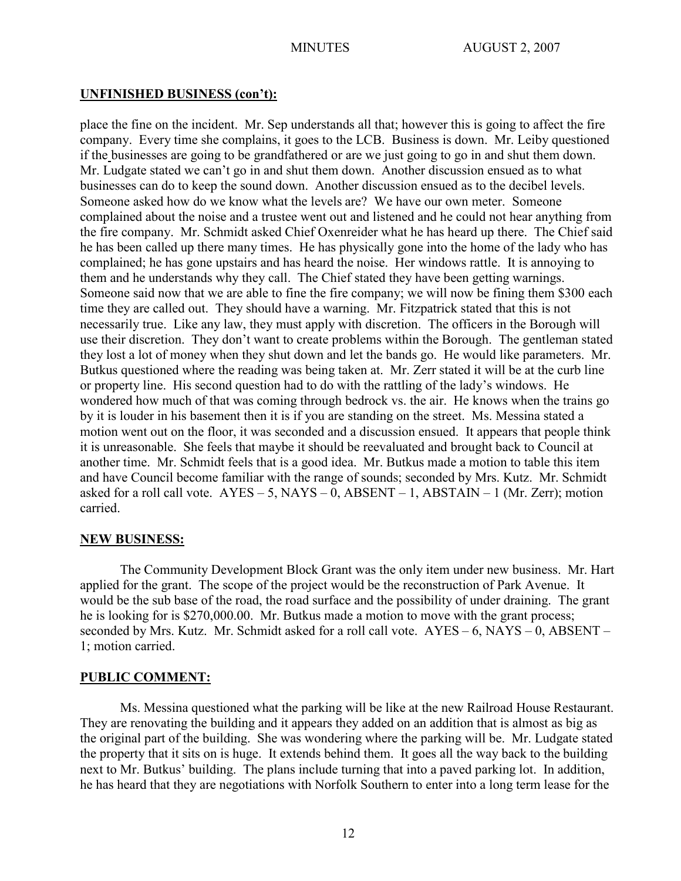## UNFINISHED BUSINESS (con't):

place the fine on the incident. Mr. Sep understands all that; however this is going to affect the fire company. Every time she complains, it goes to the LCB. Business is down. Mr. Leiby questioned if the businesses are going to be grandfathered or are we just going to go in and shut them down. Mr. Ludgate stated we can't go in and shut them down. Another discussion ensued as to what businesses can do to keep the sound down. Another discussion ensued as to the decibel levels. Someone asked how do we know what the levels are? We have our own meter. Someone complained about the noise and a trustee went out and listened and he could not hear anything from the fire company. Mr. Schmidt asked Chief Oxenreider what he has heard up there. The Chief said he has been called up there many times. He has physically gone into the home of the lady who has complained; he has gone upstairs and has heard the noise. Her windows rattle. It is annoying to them and he understands why they call. The Chief stated they have been getting warnings. Someone said now that we are able to fine the fire company; we will now be fining them $300 each time they are called out. They should have a warning. Mr. Fitzpatrick stated that this is not necessarily true. Like any law, they must apply with discretion. The officers in the Borough will use their discretion. They don't want to create problems within the Borough. The gentleman stated they lost a lot of money when they shut down and let the bands go. He would like parameters. Mr. Butkus questioned where the reading was being taken at. Mr. Zerr stated it will be at the curb line or property line. His second question had to do with the rattling of the lady's windows. He wondered how much of that was coming through bedrock vs. the air. He knows when the trains go by it is louder in his basement then it is if you are standing on the street. Ms. Messina stated a motion went out on the floor, it was seconded and a discussion ensued. It appears that people think it is unreasonable. She feels that maybe it should be reevaluated and brought back to Council at another time. Mr. Schmidt feels that is a good idea. Mr. Butkus made a motion to table this item and have Council become familiar with the range of sounds; seconded by Mrs. Kutz. Mr. Schmidt asked for a roll call vote. AYES – 5, NAYS – 0, ABSENT – 1, ABSTAIN – 1 (Mr. Zerr); motion carried.

## NEW BUSINESS:

The Community Development Block Grant was the only item under new business. Mr. Hart applied for the grant. The scope of the project would be the reconstruction of Park Avenue. It would be the sub base of the road, the road surface and the possibility of under draining. The grant he is looking for is $270,000.00. Mr. Butkus made a motion to move with the grant process; seconded by Mrs. Kutz. Mr. Schmidt asked for a roll call vote. AYES – 6, NAYS – 0, ABSENT – 1; motion carried.

## PUBLIC COMMENT:

Ms. Messina questioned what the parking will be like at the new Railroad House Restaurant. They are renovating the building and it appears they added on an addition that is almost as big as the original part of the building. She was wondering where the parking will be. Mr. Ludgate stated the property that it sits on is huge. It extends behind them. It goes all the way back to the building next to Mr. Butkus' building. The plans include turning that into a paved parking lot. In addition, he has heard that they are negotiations with Norfolk Southern to enter into a long term lease for the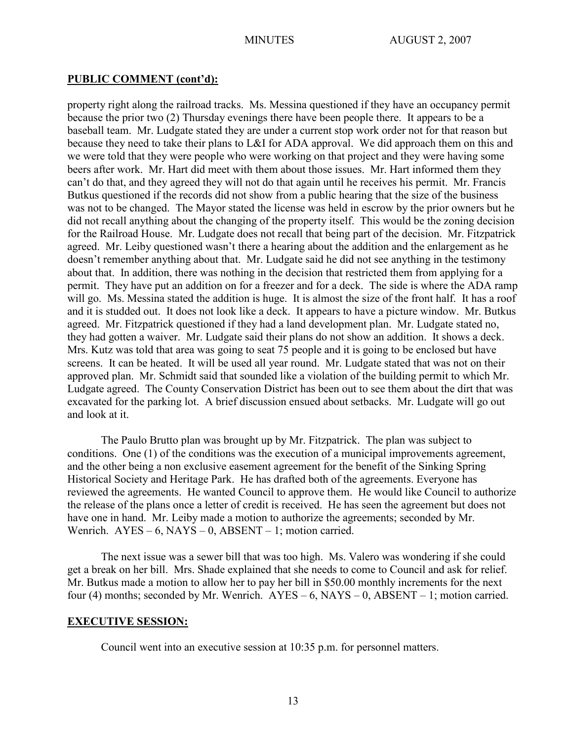## PUBLIC COMMENT (cont'd):

property right along the railroad tracks. Ms. Messina questioned if they have an occupancy permit because the prior two (2) Thursday evenings there have been people there. It appears to be a baseball team. Mr. Ludgate stated they are under a current stop work order not for that reason but because they need to take their plans to L&I for ADA approval. We did approach them on this and we were told that they were people who were working on that project and they were having some beers after work. Mr. Hart did meet with them about those issues. Mr. Hart informed them they can't do that, and they agreed they will not do that again until he receives his permit. Mr. Francis Butkus questioned if the records did not show from a public hearing that the size of the business was not to be changed. The Mayor stated the license was held in escrow by the prior owners but he did not recall anything about the changing of the property itself. This would be the zoning decision for the Railroad House. Mr. Ludgate does not recall that being part of the decision. Mr. Fitzpatrick agreed. Mr. Leiby questioned wasn't there a hearing about the addition and the enlargement as he doesn't remember anything about that. Mr. Ludgate said he did not see anything in the testimony about that. In addition, there was nothing in the decision that restricted them from applying for a permit. They have put an addition on for a freezer and for a deck. The side is where the ADA ramp will go. Ms. Messina stated the addition is huge. It is almost the size of the front half. It has a roof and it is studded out. It does not look like a deck. It appears to have a picture window. Mr. Butkus agreed. Mr. Fitzpatrick questioned if they had a land development plan. Mr. Ludgate stated no, they had gotten a waiver. Mr. Ludgate said their plans do not show an addition. It shows a deck. Mrs. Kutz was told that area was going to seat 75 people and it is going to be enclosed but have screens. It can be heated. It will be used all year round. Mr. Ludgate stated that was not on their approved plan. Mr. Schmidt said that sounded like a violation of the building permit to which Mr. Ludgate agreed. The County Conservation District has been out to see them about the dirt that was excavated for the parking lot. A brief discussion ensued about setbacks. Mr. Ludgate will go out and look at it.

The Paulo Brutto plan was brought up by Mr. Fitzpatrick. The plan was subject to conditions. One (1) of the conditions was the execution of a municipal improvements agreement, and the other being a non exclusive easement agreement for the benefit of the Sinking Spring Historical Society and Heritage Park. He has drafted both of the agreements. Everyone has reviewed the agreements. He wanted Council to approve them. He would like Council to authorize the release of the plans once a letter of credit is received. He has seen the agreement but does not have one in hand. Mr. Leiby made a motion to authorize the agreements; seconded by Mr. Wenrich. AYES – 6, NAYS – 0, ABSENT – 1; motion carried.

The next issue was a sewer bill that was too high. Ms. Valero was wondering if she could get a break on her bill. Mrs. Shade explained that she needs to come to Council and ask for relief. Mr. Butkus made a motion to allow her to pay her bill in $50.00 monthly increments for the next four (4) months; seconded by Mr. Wenrich. AYES – 6, NAYS – 0, ABSENT – 1; motion carried.

## EXECUTIVE SESSION:

Council went into an executive session at 10:35 p.m. for personnel matters.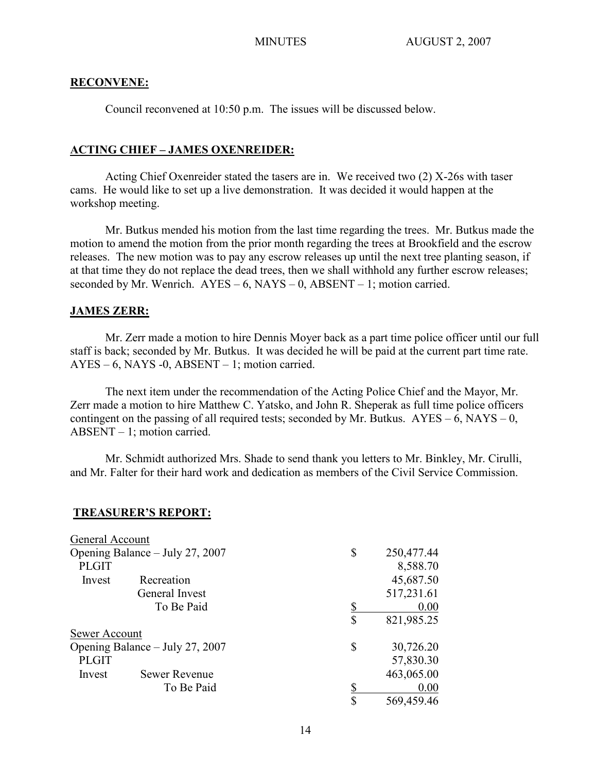**RECONVENE:**

Council reconvened at 10:50 p.m. The issues will be discussed below.

**ACTING CHIEF – JAMES OXENREIDER:**

Acting Chief Oxenreider stated the tasers are in. We received two (2) X-26s with taser cams. He would like to set up a live demonstration. It was decided it would happen at the workshop meeting.

Mr. Butkus mended his motion from the last time regarding the trees. Mr. Butkus made the motion to amend the motion from the prior month regarding the trees at Brookfield and the escrow releases. The new motion was to pay any escrow releases up until the next tree planting season, if at that time they do not replace the dead trees, then we shall withhold any further escrow releases; seconded by Mr. Wenrich. AYES – 6, NAYS – 0, ABSENT – 1; motion carried.

**JAMES ZERR:**

Mr. Zerr made a motion to hire Dennis Moyer back as a part time police officer until our full staff is back; seconded by Mr. Butkus. It was decided he will be paid at the current part time rate. AYES – 6, NAYS -0, ABSENT – 1; motion carried.

The next item under the recommendation of the Acting Police Chief and the Mayor, Mr. Zerr made a motion to hire Matthew C. Yatsko, and John R. Sheperak as full time police officers contingent on the passing of all required tests; seconded by Mr. Butkus. AYES – 6, NAYS – 0, ABSENT – 1; motion carried.

Mr. Schmidt authorized Mrs. Shade to send thank you letters to Mr. Binkley, Mr. Cirulli, and Mr. Falter for their hard work and dedication as members of the Civil Service Commission.

**TREASURER'S REPORT:**

| General Account | | |
|---|---|---|
| Opening Balance – July 27, 2007 | $ | 250,477.44 |
| PLGIT | | 8,588.70 |
| Invest Recreation | | 45,687.50 |
| General Invest | | 517,231.61 |
| To Be Paid | $ | 0.00 |
| | $ | 821,985.25 |
| **Sewer Account** | | |
| Opening Balance – July 27, 2007 | $ | 30,726.20 |
| PLGIT | | 57,830.30 |
| Invest Sewer Revenue | | 463,065.00 |
| To Be Paid | $ | 0.00 |
| | $ | 569,459.46 |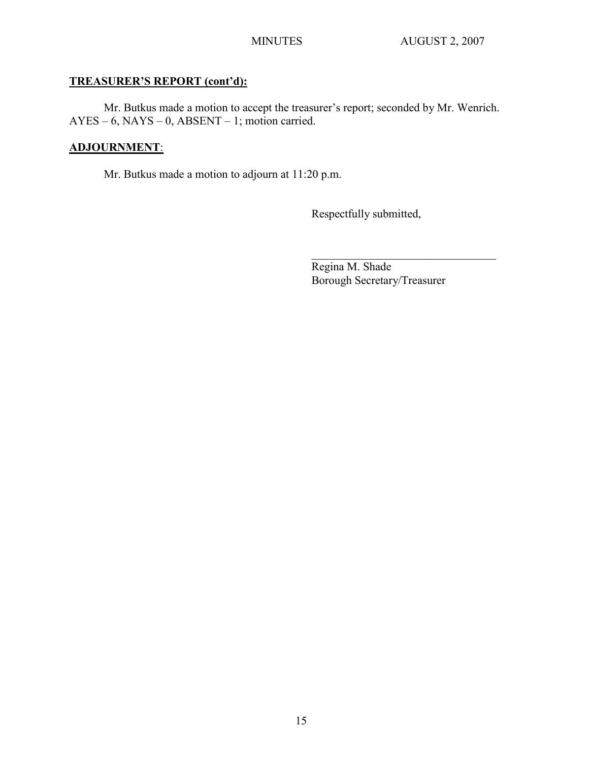**TREASURER'S REPORT (cont'd):**

Mr. Butkus made a motion to accept the treasurer's report; seconded by Mr. Wenrich. AYES – 6, NAYS – 0, ABSENT – 1; motion carried.

**ADJOURNMENT**:

Mr. Butkus made a motion to adjourn at 11:20 p.m.

Respectfully submitted,

\_\_\_\_\_\_\_\_\_\_\_\_\_\_\_\_\_\_\_\_\_\_\_\_\_\_\_\_\_\_\_\_\_\_

Regina M. Shade
Borough Secretary/Treasurer